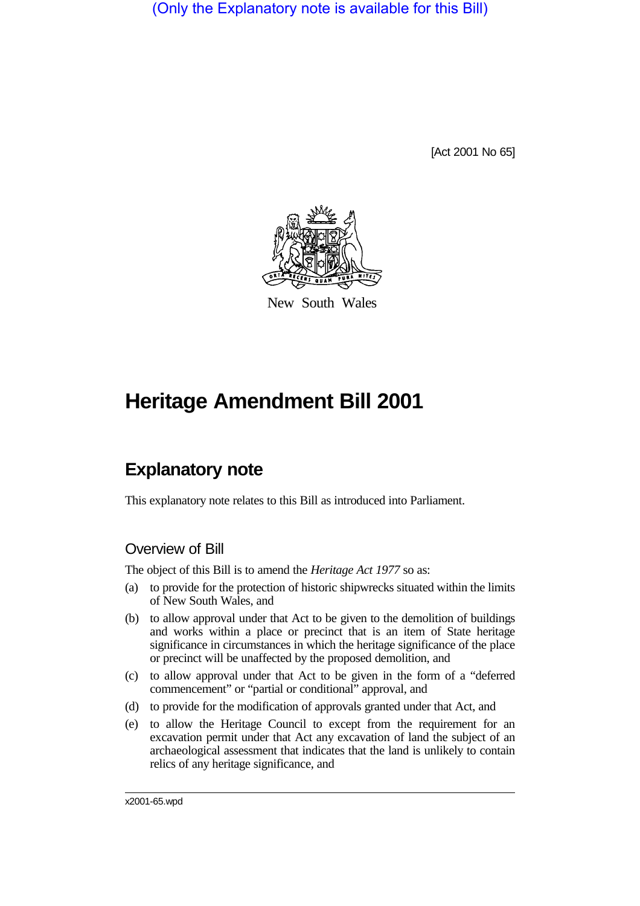(Only the Explanatory note is available for this Bill)

[Act 2001 No 65]

New South Wales

# Heritage Amendment Bill 2001

## Explanatory note

This explanatory note relates to this Bill as introduced into Parliament.

### Overview of Bill

The object of this Bill is to amend the *Heritage Act 1977* so as:

(a) to provide for the protection of historic shipwrecks situated within the limits of New South Wales, and

(b) to allow approval under that Act to be given to the demolition of buildings and works within a place or precinct that is an item of State heritage significance in circumstances in which the heritage significance of the place or precinct will be unaffected by the proposed demolition, and

(c) to allow approval under that Act to be given in the form of a "deferred commencement" or "partial or conditional" approval, and

(d) to provide for the modification of approvals granted under that Act, and

(e) to allow the Heritage Council to except from the requirement for an excavation permit under that Act any excavation of land the subject of an archaeological assessment that indicates that the land is unlikely to contain relics of any heritage significance, and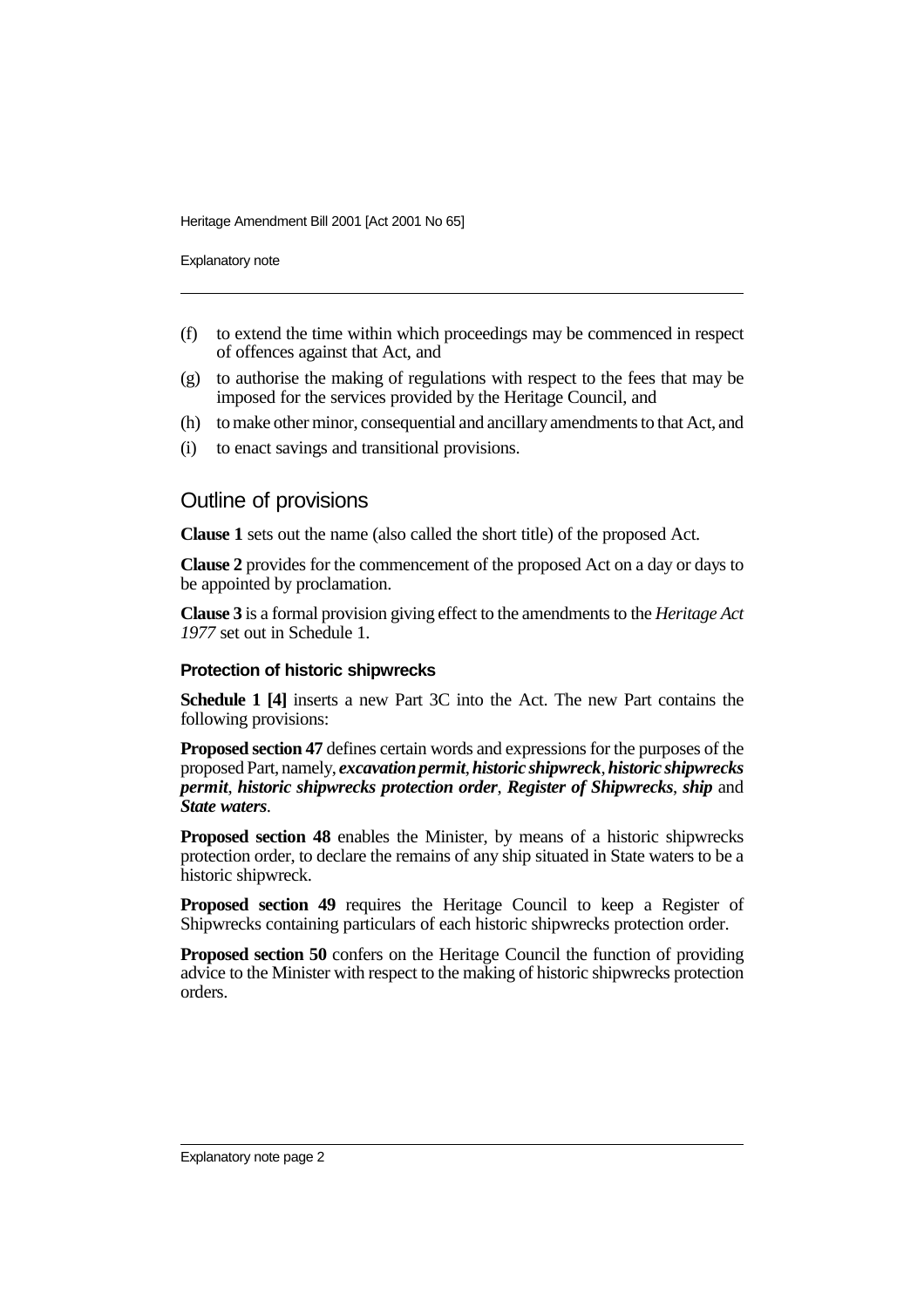(f) to extend the time within which proceedings may be commenced in respect of offences against that Act, and

(g) to authorise the making of regulations with respect to the fees that may be imposed for the services provided by the Heritage Council, and

(h) to make other minor, consequential and ancillary amendments to that Act, and

(i) to enact savings and transitional provisions.

## Outline of provisions

**Clause 1** sets out the name (also called the short title) of the proposed Act.

**Clause 2** provides for the commencement of the proposed Act on a day or days to be appointed by proclamation.

**Clause 3** is a formal provision giving effect to the amendments to the *Heritage Act 1977* set out in Schedule 1.

### Protection of historic shipwrecks

**Schedule 1 [4]** inserts a new Part 3C into the Act. The new Part contains the following provisions:

**Proposed section 47** defines certain words and expressions for the purposes of the proposed Part, namely, ***excavation permit***, ***historic shipwreck***, ***historic shipwrecks permit***, ***historic shipwrecks protection order***, ***Register of Shipwrecks***, ***ship*** and ***State waters***.

**Proposed section 48** enables the Minister, by means of a historic shipwrecks protection order, to declare the remains of any ship situated in State waters to be a historic shipwreck.

**Proposed section 49** requires the Heritage Council to keep a Register of Shipwrecks containing particulars of each historic shipwrecks protection order.

**Proposed section 50** confers on the Heritage Council the function of providing advice to the Minister with respect to the making of historic shipwrecks protection orders.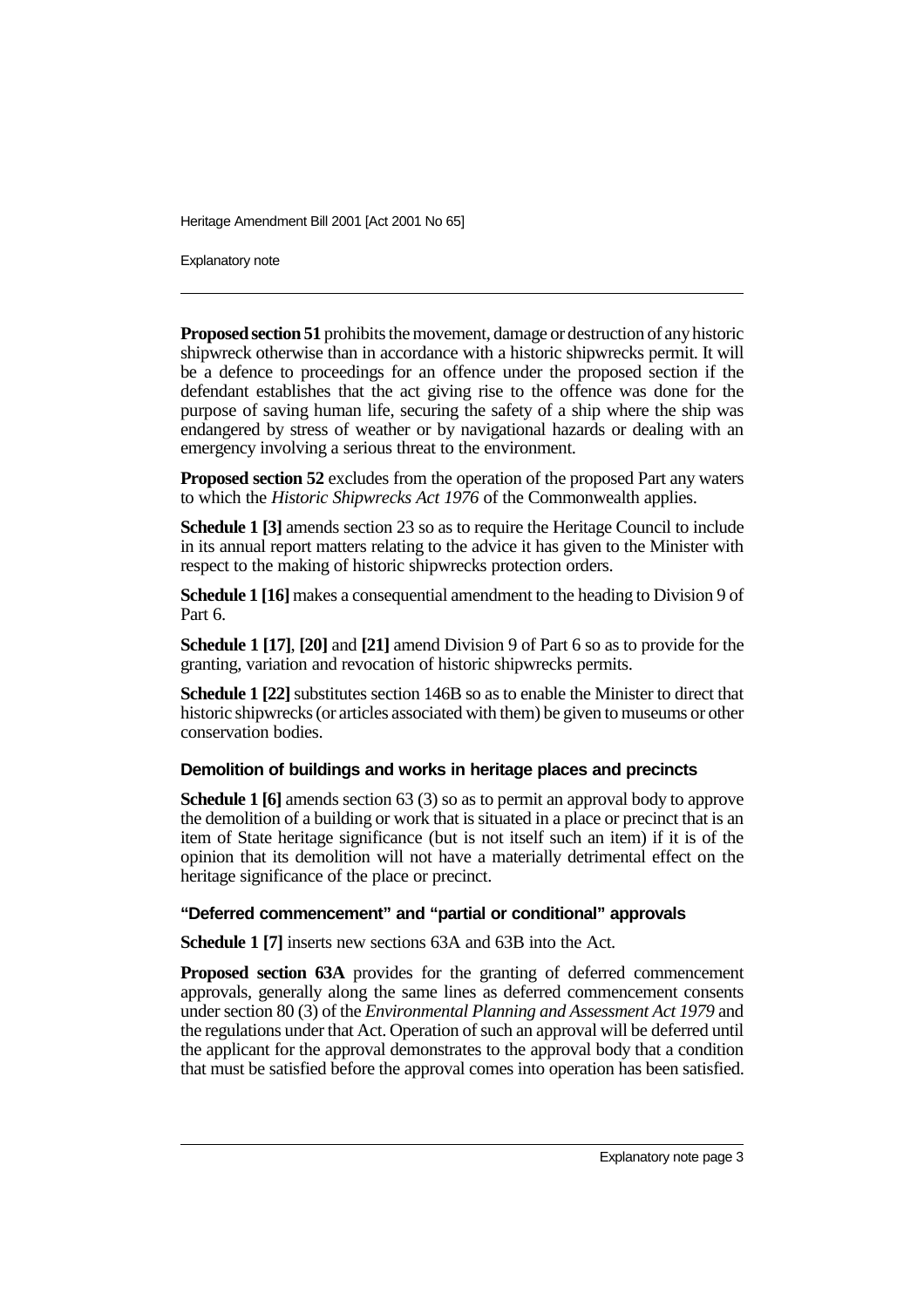**Proposed section 51** prohibits the movement, damage or destruction of any historic shipwreck otherwise than in accordance with a historic shipwrecks permit. It will be a defence to proceedings for an offence under the proposed section if the defendant establishes that the act giving rise to the offence was done for the purpose of saving human life, securing the safety of a ship where the ship was endangered by stress of weather or by navigational hazards or dealing with an emergency involving a serious threat to the environment.

**Proposed section 52** excludes from the operation of the proposed Part any waters to which the *Historic Shipwrecks Act 1976* of the Commonwealth applies.

**Schedule 1 [3]** amends section 23 so as to require the Heritage Council to include in its annual report matters relating to the advice it has given to the Minister with respect to the making of historic shipwrecks protection orders.

**Schedule 1 [16]** makes a consequential amendment to the heading to Division 9 of Part 6.

**Schedule 1 [17]**, **[20]** and **[21]** amend Division 9 of Part 6 so as to provide for the granting, variation and revocation of historic shipwrecks permits.

**Schedule 1 [22]** substitutes section 146B so as to enable the Minister to direct that historic shipwrecks (or articles associated with them) be given to museums or other conservation bodies.

### Demolition of buildings and works in heritage places and precincts

**Schedule 1 [6]** amends section 63 (3) so as to permit an approval body to approve the demolition of a building or work that is situated in a place or precinct that is an item of State heritage significance (but is not itself such an item) if it is of the opinion that its demolition will not have a materially detrimental effect on the heritage significance of the place or precinct.

### "Deferred commencement" and "partial or conditional" approvals

**Schedule 1 [7]** inserts new sections 63A and 63B into the Act.

**Proposed section 63A** provides for the granting of deferred commencement approvals, generally along the same lines as deferred commencement consents under section 80 (3) of the *Environmental Planning and Assessment Act 1979* and the regulations under that Act. Operation of such an approval will be deferred until the applicant for the approval demonstrates to the approval body that a condition that must be satisfied before the approval comes into operation has been satisfied.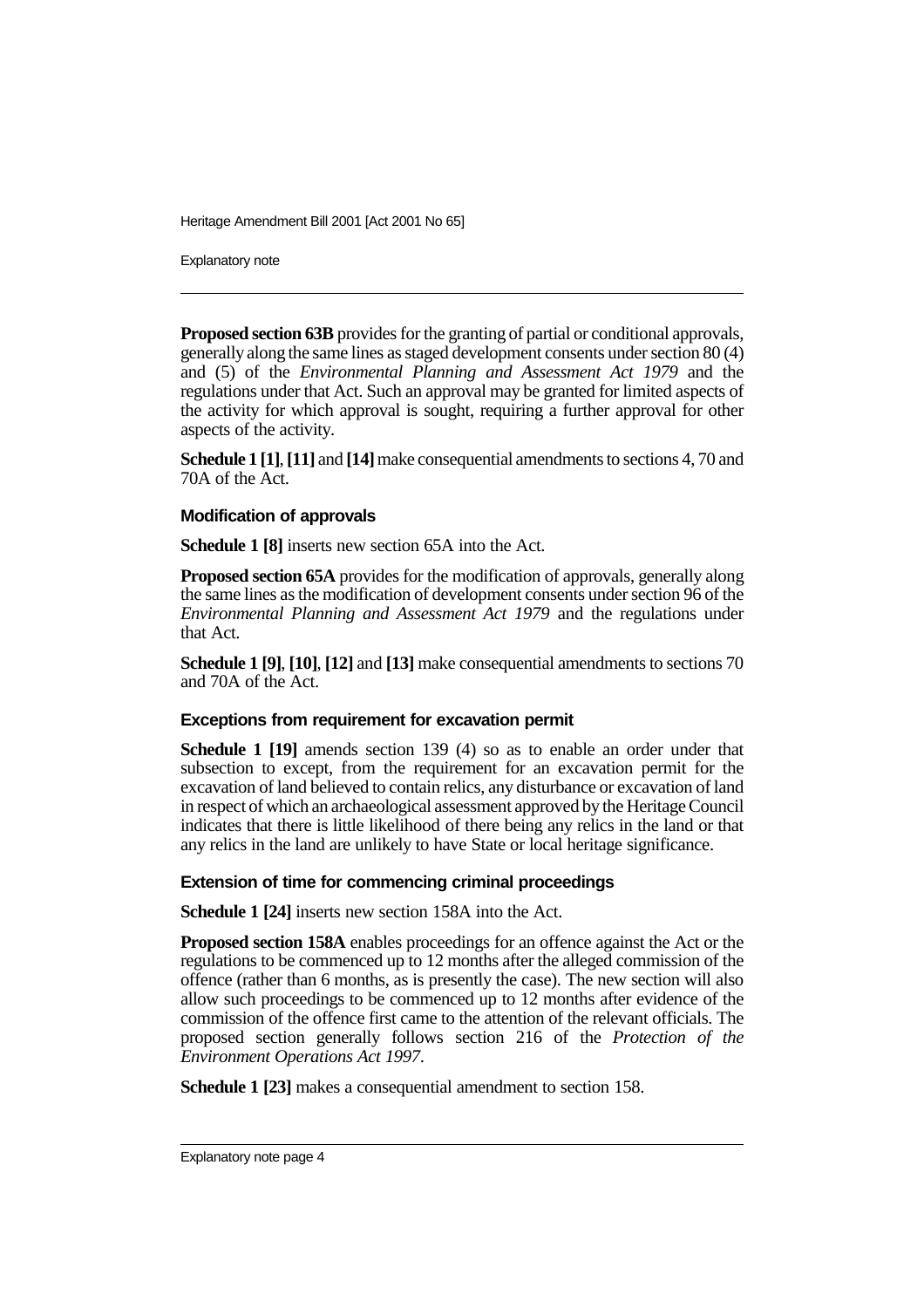**Proposed section 63B** provides for the granting of partial or conditional approvals, generally along the same lines as staged development consents under section 80 (4) and (5) of the *Environmental Planning and Assessment Act 1979* and the regulations under that Act. Such an approval may be granted for limited aspects of the activity for which approval is sought, requiring a further approval for other aspects of the activity.

**Schedule 1 [1]**, **[11]** and **[14]** make consequential amendments to sections 4, 70 and 70A of the Act.

### Modification of approvals

**Schedule 1 [8]** inserts new section 65A into the Act.

**Proposed section 65A** provides for the modification of approvals, generally along the same lines as the modification of development consents under section 96 of the *Environmental Planning and Assessment Act 1979* and the regulations under that Act.

**Schedule 1 [9]**, **[10]**, **[12]** and **[13]** make consequential amendments to sections 70 and 70A of the Act.

### Exceptions from requirement for excavation permit

**Schedule 1 [19]** amends section 139 (4) so as to enable an order under that subsection to except, from the requirement for an excavation permit for the excavation of land believed to contain relics, any disturbance or excavation of land in respect of which an archaeological assessment approved by the Heritage Council indicates that there is little likelihood of there being any relics in the land or that any relics in the land are unlikely to have State or local heritage significance.

### Extension of time for commencing criminal proceedings

**Schedule 1 [24]** inserts new section 158A into the Act.

**Proposed section 158A** enables proceedings for an offence against the Act or the regulations to be commenced up to 12 months after the alleged commission of the offence (rather than 6 months, as is presently the case). The new section will also allow such proceedings to be commenced up to 12 months after evidence of the commission of the offence first came to the attention of the relevant officials. The proposed section generally follows section 216 of the *Protection of the Environment Operations Act 1997*.

**Schedule 1 [23]** makes a consequential amendment to section 158.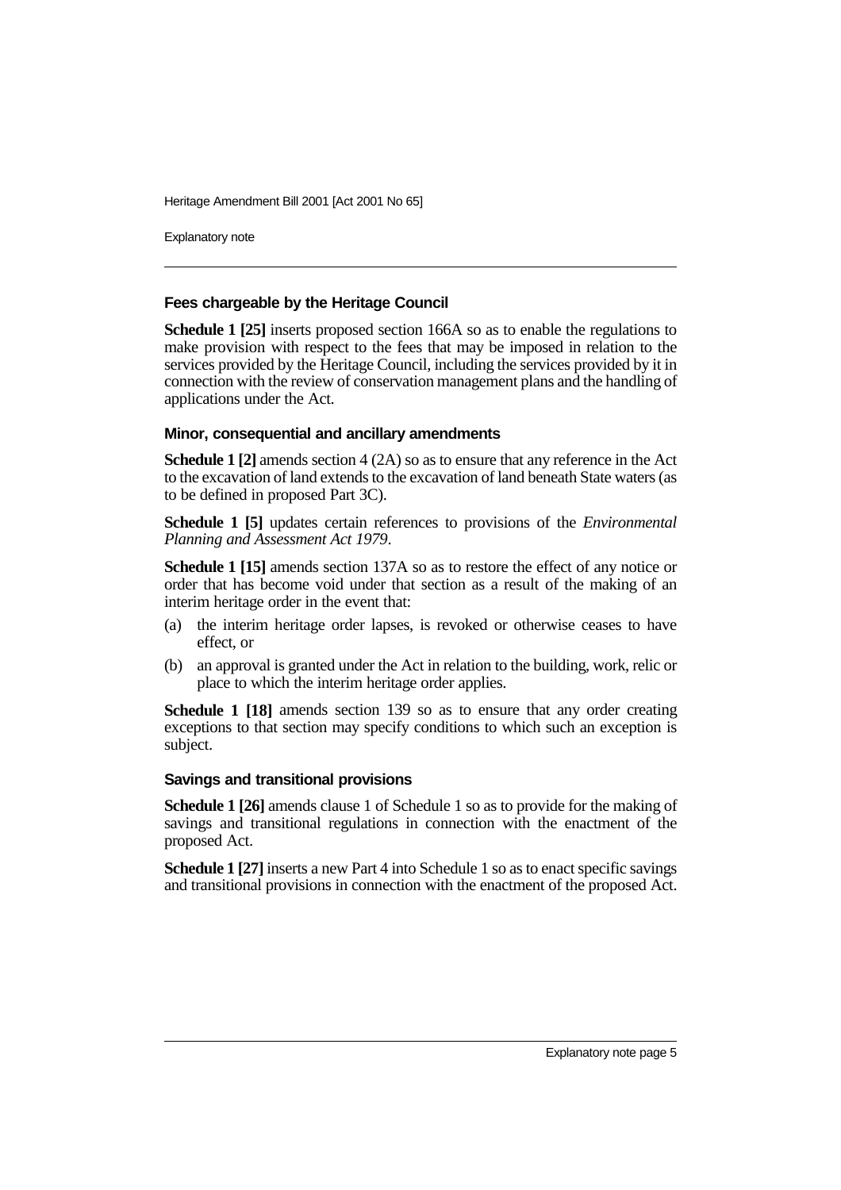### Fees chargeable by the Heritage Council

**Schedule 1 [25]** inserts proposed section 166A so as to enable the regulations to make provision with respect to the fees that may be imposed in relation to the services provided by the Heritage Council, including the services provided by it in connection with the review of conservation management plans and the handling of applications under the Act.

### Minor, consequential and ancillary amendments

**Schedule 1 [2]** amends section 4 (2A) so as to ensure that any reference in the Act to the excavation of land extends to the excavation of land beneath State waters (as to be defined in proposed Part 3C).

**Schedule 1 [5]** updates certain references to provisions of the *Environmental Planning and Assessment Act 1979*.

**Schedule 1 [15]** amends section 137A so as to restore the effect of any notice or order that has become void under that section as a result of the making of an interim heritage order in the event that:

(a) the interim heritage order lapses, is revoked or otherwise ceases to have effect, or

(b) an approval is granted under the Act in relation to the building, work, relic or place to which the interim heritage order applies.

**Schedule 1 [18]** amends section 139 so as to ensure that any order creating exceptions to that section may specify conditions to which such an exception is subject.

### Savings and transitional provisions

**Schedule 1 [26]** amends clause 1 of Schedule 1 so as to provide for the making of savings and transitional regulations in connection with the enactment of the proposed Act.

**Schedule 1 [27]** inserts a new Part 4 into Schedule 1 so as to enact specific savings and transitional provisions in connection with the enactment of the proposed Act.